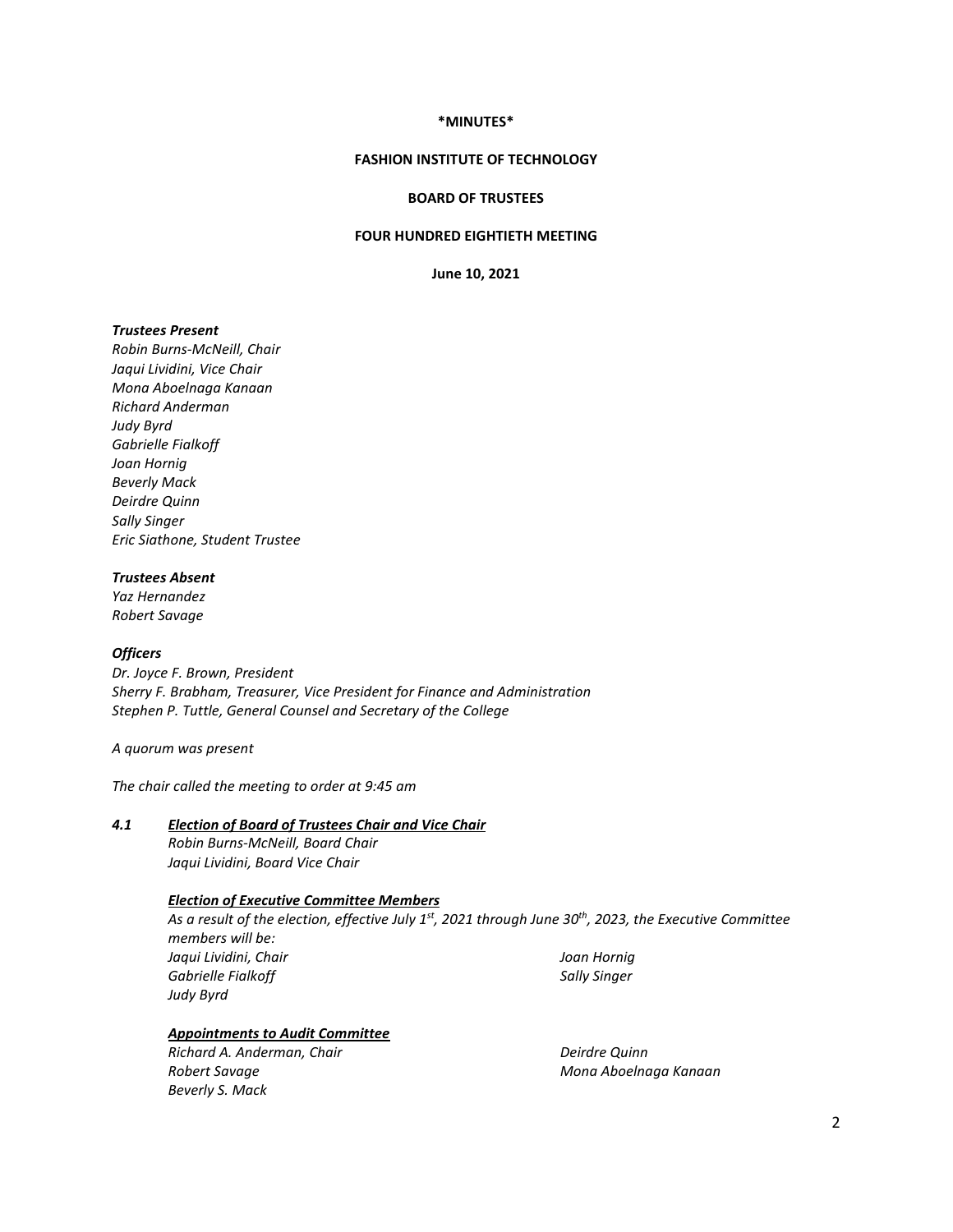**\*MINUTES\***

**FASHION INSTITUTE OF TECHNOLOGY**

**BOARD OF TRUSTEES**

**FOUR HUNDRED EIGHTIETH MEETING**

**June 10, 2021**

***Trustees Present***
*Robin Burns-McNeill, Chair*
*Jaqui Lividini, Vice Chair*
*Mona Aboelnaga Kanaan*
*Richard Anderman*
*Judy Byrd*
*Gabrielle Fialkoff*
*Joan Hornig*
*Beverly Mack*
*Deirdre Quinn*
*Sally Singer*
*Eric Siathone, Student Trustee*

***Trustees Absent***
*Yaz Hernandez*
*Robert Savage*

***Officers***
*Dr. Joyce F. Brown, President*
*Sherry F. Brabham, Treasurer, Vice President for Finance and Administration*
*Stephen P. Tuttle, General Counsel and Secretary of the College*

*A quorum was present*

*The chair called the meeting to order at 9:45 am*

***4.1*** ***<u>Election of Board of Trustees Chair and Vice Chair</u>***
*Robin Burns-McNeill, Board Chair*
*Jaqui Lividini, Board Vice Chair*

***<u>Election of Executive Committee Members</u>***
*As a result of the election, effective July 1st, 2021 through June 30th, 2023, the Executive Committee members will be:*

*Jaqui Lividini, Chair*
*Gabrielle Fialkoff*
*Judy Byrd*
*Joan Hornig*
*Sally Singer*

***<u>Appointments to Audit Committee</u>***

*Richard A. Anderman, Chair*
*Robert Savage*
*Beverly S. Mack*
*Deirdre Quinn*
*Mona Aboelnaga Kanaan*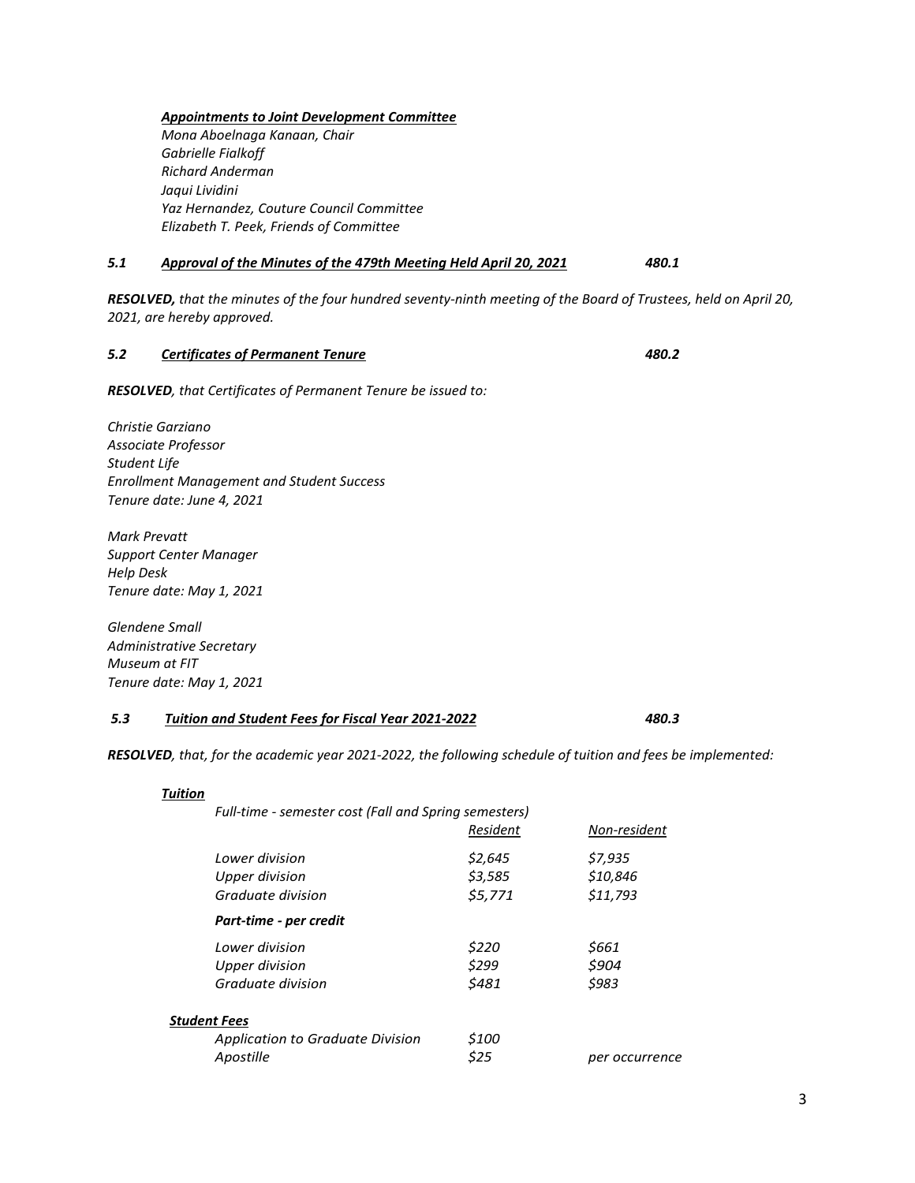***Appointments to Joint Development Committee***
*Mona Aboelnaga Kanaan, Chair*
*Gabrielle Fialkoff*
*Richard Anderman*
*Jaqui Lividini*
*Yaz Hernandez, Couture Council Committee*
*Elizabeth T. Peek, Friends of Committee*

***5.1 Approval of the Minutes of the 479th Meeting Held April 20, 2021*** ***480.1***

***RESOLVED,*** *that the minutes of the four hundred seventy-ninth meeting of the Board of Trustees, held on April 20, 2021, are hereby approved.*

***5.2 Certificates of Permanent Tenure*** ***480.2***

***RESOLVED****, that Certificates of Permanent Tenure be issued to:*

*Christie Garziano*
*Associate Professor*
*Student Life*
*Enrollment Management and Student Success*
*Tenure date: June 4, 2021*

*Mark Prevatt*
*Support Center Manager*
*Help Desk*
*Tenure date: May 1, 2021*

*Glendene Small*
*Administrative Secretary*
*Museum at FIT*
*Tenure date: May 1, 2021*

***5.3 Tuition and Student Fees for Fiscal Year 2021-2022*** ***480.3***

***RESOLVED****, that, for the academic year 2021-2022, the following schedule of tuition and fees be implemented:*

***Tuition***

| *Full-time - semester cost (Fall and Spring semesters)* | *Resident* | *Non-resident* |
|---|---|---|
| *Lower division* | *$2,645* | *$7,935* |
| *Upper division* | *$3,585* | *$10,846* |
| *Graduate division* | *$5,771* | *$11,793* |
| ***Part-time - per credit*** | | |
| *Lower division* | *$220* | *$661* |
| *Upper division* | *$299* | *$904* |
| *Graduate division* | *$481* | *$983* |

***Student Fees***

| | | |
|---|---|---|
| *Application to Graduate Division* | *$100* | |
| *Apostille* | *$25* | *per occurrence* |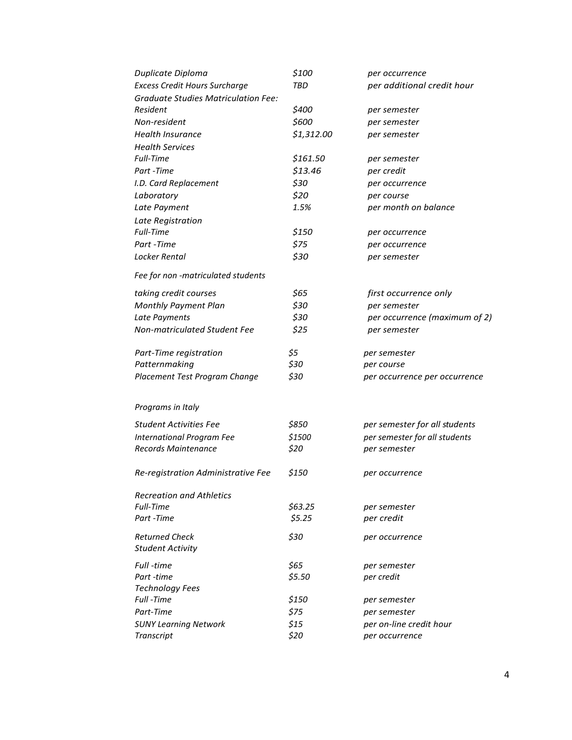| | | |
|---|---|---|
| *Duplicate Diploma* | *$100* | *per occurrence* |
| *Excess Credit Hours Surcharge* | *TBD* | *per additional credit hour* |
| *Graduate Studies Matriculation Fee:* | | |
| *Resident* | *$400* | *per semester* |
| *Non-resident* | *$600* | *per semester* |
| *Health Insurance* | *$1,312.00* | *per semester* |
| *Health Services* | | |
| *Full-Time* | *$161.50* | *per semester* |
| *Part -Time* | *$13.46* | *per credit* |
| *I.D. Card Replacement* | *$30* | *per occurrence* |
| *Laboratory* | *$20* | *per course* |
| *Late Payment* | *1.5%* | *per month on balance* |
| *Late Registration* | | |
| *Full-Time* | *$150* | *per occurrence* |
| *Part -Time* | *$75* | *per occurrence* |
| *Locker Rental* | *$30* | *per semester* |
| *Fee for non -matriculated students* | | |
| *taking credit courses* | *$65* | *first occurrence only* |
| *Monthly Payment Plan* | *$30* | *per semester* |
| *Late Payments* | *$30* | *per occurrence (maximum of 2)* |
| *Non-matriculated Student Fee* | *$25* | *per semester* |
| *Part-Time registration* | *$5* | *per semester* |
| *Patternmaking* | *$30* | *per course* |
| *Placement Test Program Change* | *$30* | *per occurrence per occurrence* |
| *Programs in Italy* | | |
| *Student Activities Fee* | *$850* | *per semester for all students* |
| *International Program Fee* | *$1500* | *per semester for all students* |
| *Records Maintenance* | *$20* | *per semester* |
| *Re-registration Administrative Fee* | *$150* | *per occurrence* |
| *Recreation and Athletics* | | |
| *Full-Time* | *$63.25* | *per semester* |
| *Part -Time* | *$5.25* | *per credit* |
| *Returned Check* | *$30* | *per occurrence* |
| *Student Activity* | | |
| *Full -time* | *$65* | *per semester* |
| *Part -time* | *$5.50* | *per credit* |
| *Technology Fees* | | |
| *Full -Time* | *$150* | *per semester* |
| *Part-Time* | *$75* | *per semester* |
| *SUNY Learning Network* | *$15* | *per on-line credit hour* |
| *Transcript* | *$20* | *per occurrence* |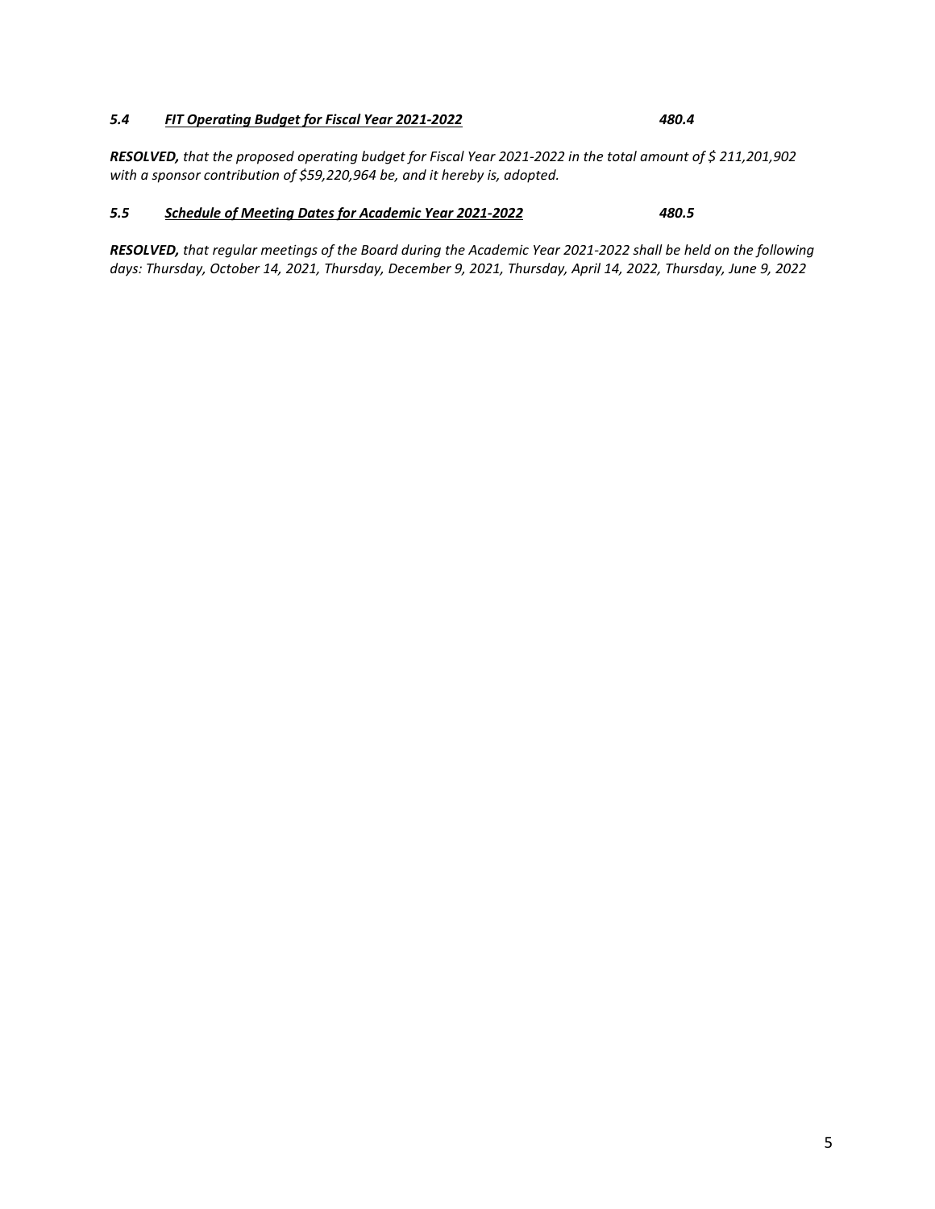***5.4 <u>FIT Operating Budget for Fiscal Year 2021-2022</u> 480.4***

***RESOLVED,** that the proposed operating budget for Fiscal Year 2021-2022 in the total amount of $ 211,201,902 with a sponsor contribution of $59,220,964 be, and it hereby is, adopted.*

***5.5 <u>Schedule of Meeting Dates for Academic Year 2021-2022</u> 480.5***

***RESOLVED,** that regular meetings of the Board during the Academic Year 2021-2022 shall be held on the following days: Thursday, October 14, 2021, Thursday, December 9, 2021, Thursday, April 14, 2022, Thursday, June 9, 2022*